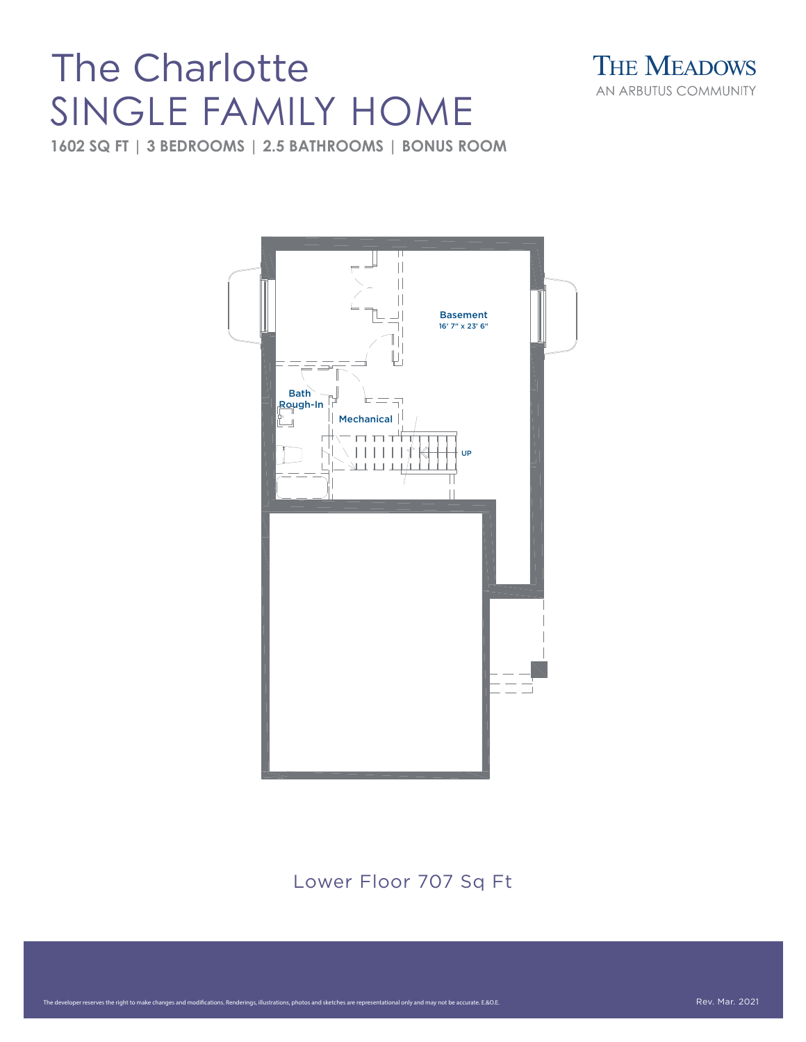# The Charlotte
# SINGLE FAMILY HOME

**1602 SQ FT | 3 BEDROOMS | 2.5 BATHROOMS | BONUS ROOM**

THE MEADOWS
AN ARBUTUS COMMUNITY

Basement
16' 7" x 23' 6"

Bath
Rough-In

Mechanical

UP

Lower Floor 707 Sq Ft

The developer reserves the right to make changes and modifications. Renderings, illustrations, photos and sketches are representational only and may not be accurate. E.&O.E.

Rev. Mar. 2021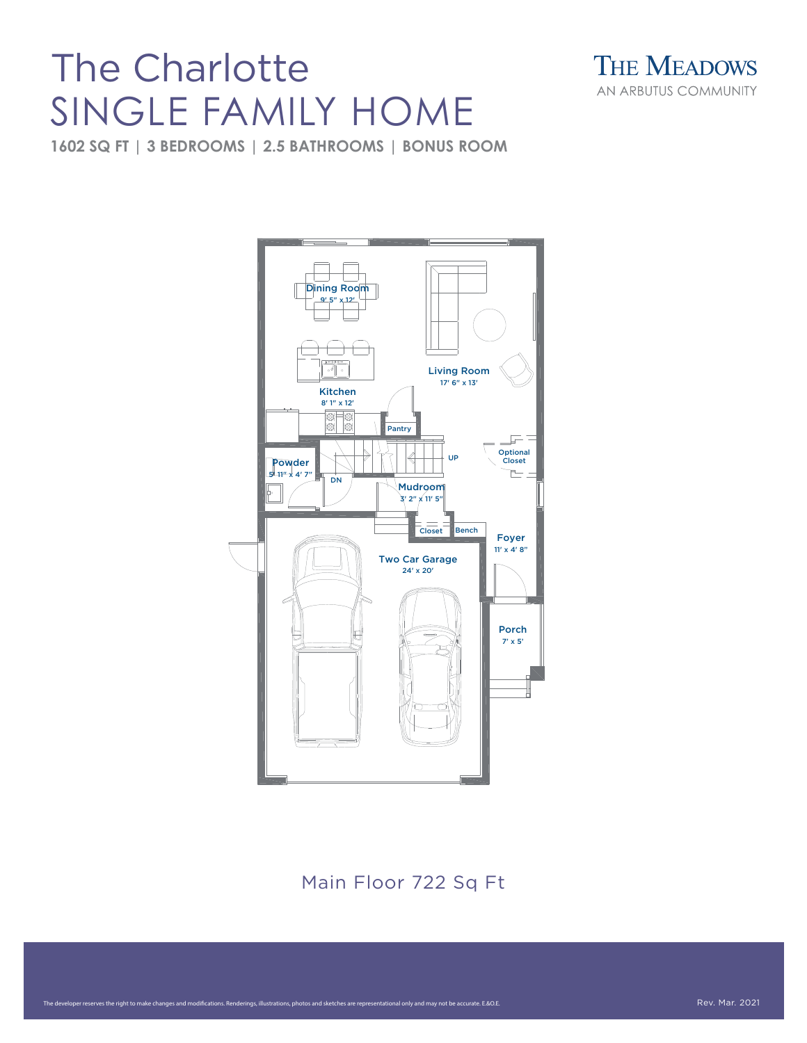# The Charlotte
# SINGLE FAMILY HOME

**1602 SQ FT | 3 BEDROOMS | 2.5 BATHROOMS | BONUS ROOM**

THE MEADOWS
AN ARBUTUS COMMUNITY

Dining Room
9' 5" x 12'

Living Room
17' 6" x 13'

Kitchen
8' 1" x 12'

Pantry

UP

Optional Closet

Powder
5' 11" x 4' 7"

DN

Mudroom
3' 2" x 11' 5"

Closet

Bench

Foyer
11' x 4' 8"

Two Car Garage
24' x 20'

Porch
7' x 5'

Main Floor 722 Sq Ft

The developer reserves the right to make changes and modifications. Renderings, illustrations, photos and sketches are representational only and may not be accurate. E.&O.E.

Rev. Mar. 2021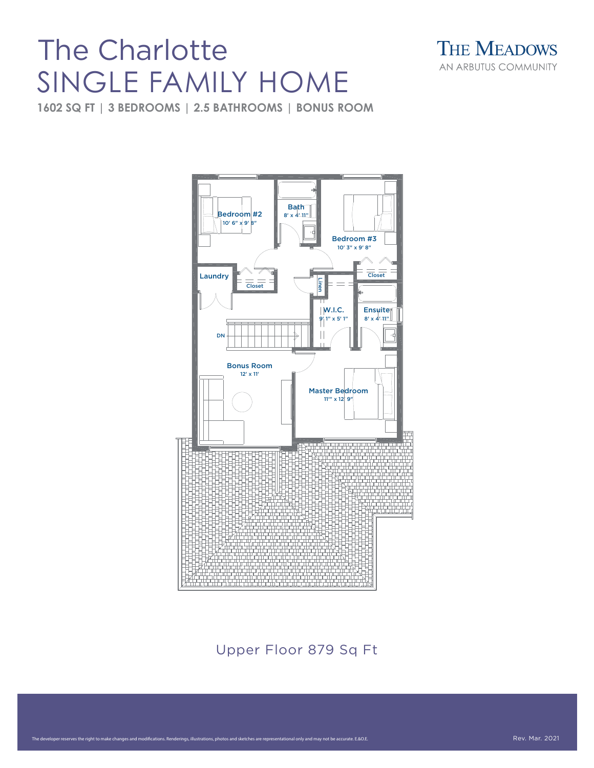# The Charlotte
# SINGLE FAMILY HOME

**1602 SQ FT | 3 BEDROOMS | 2.5 BATHROOMS | BONUS ROOM**

THE MEADOWS
AN ARBUTUS COMMUNITY

Bedroom #2
10' 6" x 9' 8"

Bath
8' x 4' 11"

Bedroom #3
10' 3" x 9' 8"

Laundry

Closet

Linen

Closet

W.I.C.
9' 1" x 5' 1"

Ensuite
8' x 4' 11"

DN

Bonus Room
12' x 11'

Master Bedroom
11'" x 12' 9"

Upper Floor 879 Sq Ft

The developer reserves the right to make changes and modifications. Renderings, illustrations, photos and sketches are representational only and may not be accurate. E.&O.E.

Rev. Mar. 2021